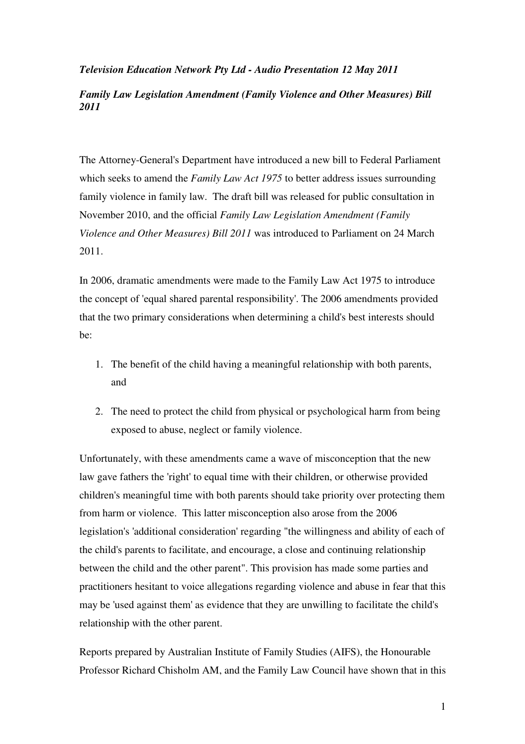***Television Education Network Pty Ltd - Audio Presentation 12 May 2011***

***Family Law Legislation Amendment (Family Violence and Other Measures) Bill 2011***

The Attorney-General's Department have introduced a new bill to Federal Parliament which seeks to amend the *Family Law Act 1975* to better address issues surrounding family violence in family law. The draft bill was released for public consultation in November 2010, and the official *Family Law Legislation Amendment (Family Violence and Other Measures) Bill 2011* was introduced to Parliament on 24 March 2011.

In 2006, dramatic amendments were made to the Family Law Act 1975 to introduce the concept of 'equal shared parental responsibility'. The 2006 amendments provided that the two primary considerations when determining a child's best interests should be:

1. The benefit of the child having a meaningful relationship with both parents, and
2. The need to protect the child from physical or psychological harm from being exposed to abuse, neglect or family violence.

Unfortunately, with these amendments came a wave of misconception that the new law gave fathers the 'right' to equal time with their children, or otherwise provided children's meaningful time with both parents should take priority over protecting them from harm or violence. This latter misconception also arose from the 2006 legislation's 'additional consideration' regarding "the willingness and ability of each of the child's parents to facilitate, and encourage, a close and continuing relationship between the child and the other parent". This provision has made some parties and practitioners hesitant to voice allegations regarding violence and abuse in fear that this may be 'used against them' as evidence that they are unwilling to facilitate the child's relationship with the other parent.

Reports prepared by Australian Institute of Family Studies (AIFS), the Honourable Professor Richard Chisholm AM, and the Family Law Council have shown that in this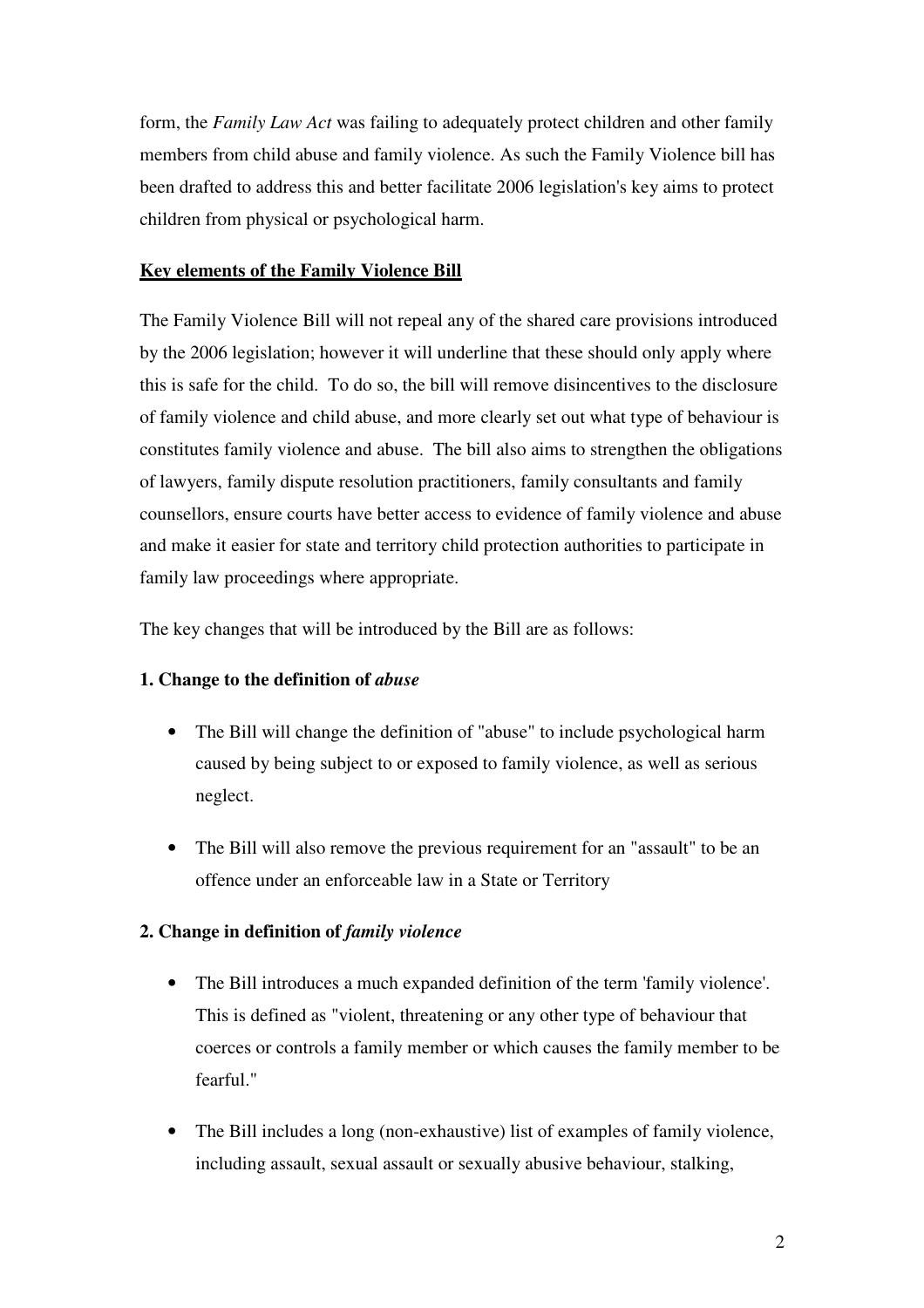form, the *Family Law Act* was failing to adequately protect children and other family members from child abuse and family violence. As such the Family Violence bill has been drafted to address this and better facilitate 2006 legislation's key aims to protect children from physical or psychological harm.

**Key elements of the Family Violence Bill**

The Family Violence Bill will not repeal any of the shared care provisions introduced by the 2006 legislation; however it will underline that these should only apply where this is safe for the child. To do so, the bill will remove disincentives to the disclosure of family violence and child abuse, and more clearly set out what type of behaviour is constitutes family violence and abuse. The bill also aims to strengthen the obligations of lawyers, family dispute resolution practitioners, family consultants and family counsellors, ensure courts have better access to evidence of family violence and abuse and make it easier for state and territory child protection authorities to participate in family law proceedings where appropriate.

The key changes that will be introduced by the Bill are as follows:

**1. Change to the definition of *abuse***

- The Bill will change the definition of "abuse" to include psychological harm caused by being subject to or exposed to family violence, as well as serious neglect.
- The Bill will also remove the previous requirement for an "assault" to be an offence under an enforceable law in a State or Territory

**2. Change in definition of *family violence***

- The Bill introduces a much expanded definition of the term 'family violence'. This is defined as "violent, threatening or any other type of behaviour that coerces or controls a family member or which causes the family member to be fearful."
- The Bill includes a long (non-exhaustive) list of examples of family violence, including assault, sexual assault or sexually abusive behaviour, stalking,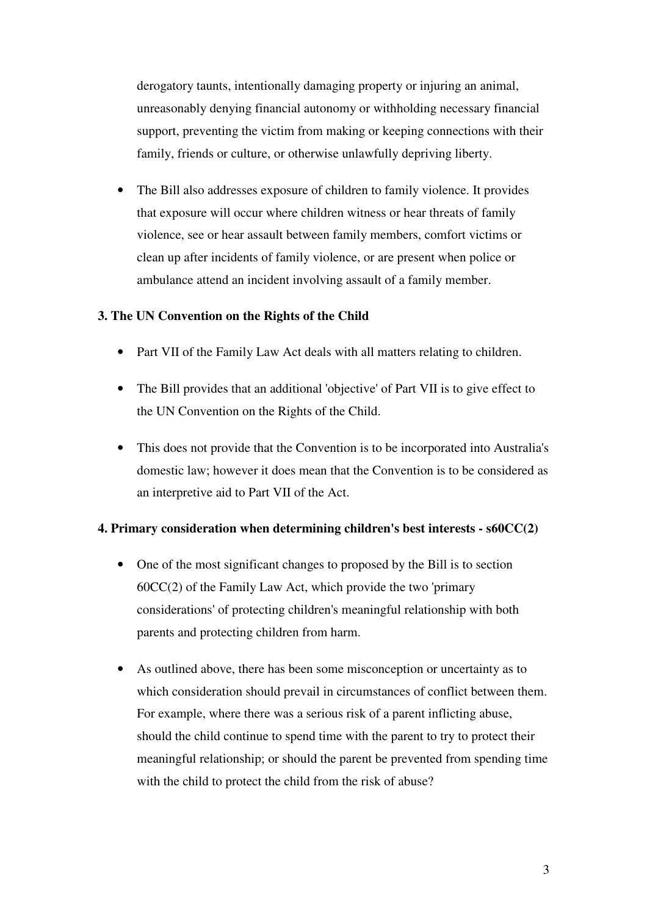derogatory taunts, intentionally damaging property or injuring an animal, unreasonably denying financial autonomy or withholding necessary financial support, preventing the victim from making or keeping connections with their family, friends or culture, or otherwise unlawfully depriving liberty.

- The Bill also addresses exposure of children to family violence. It provides that exposure will occur where children witness or hear threats of family violence, see or hear assault between family members, comfort victims or clean up after incidents of family violence, or are present when police or ambulance attend an incident involving assault of a family member.

**3. The UN Convention on the Rights of the Child**

- Part VII of the Family Law Act deals with all matters relating to children.
- The Bill provides that an additional 'objective' of Part VII is to give effect to the UN Convention on the Rights of the Child.
- This does not provide that the Convention is to be incorporated into Australia's domestic law; however it does mean that the Convention is to be considered as an interpretive aid to Part VII of the Act.

**4. Primary consideration when determining children's best interests - s60CC(2)**

- One of the most significant changes to proposed by the Bill is to section 60CC(2) of the Family Law Act, which provide the two 'primary considerations' of protecting children's meaningful relationship with both parents and protecting children from harm.
- As outlined above, there has been some misconception or uncertainty as to which consideration should prevail in circumstances of conflict between them. For example, where there was a serious risk of a parent inflicting abuse, should the child continue to spend time with the parent to try to protect their meaningful relationship; or should the parent be prevented from spending time with the child to protect the child from the risk of abuse?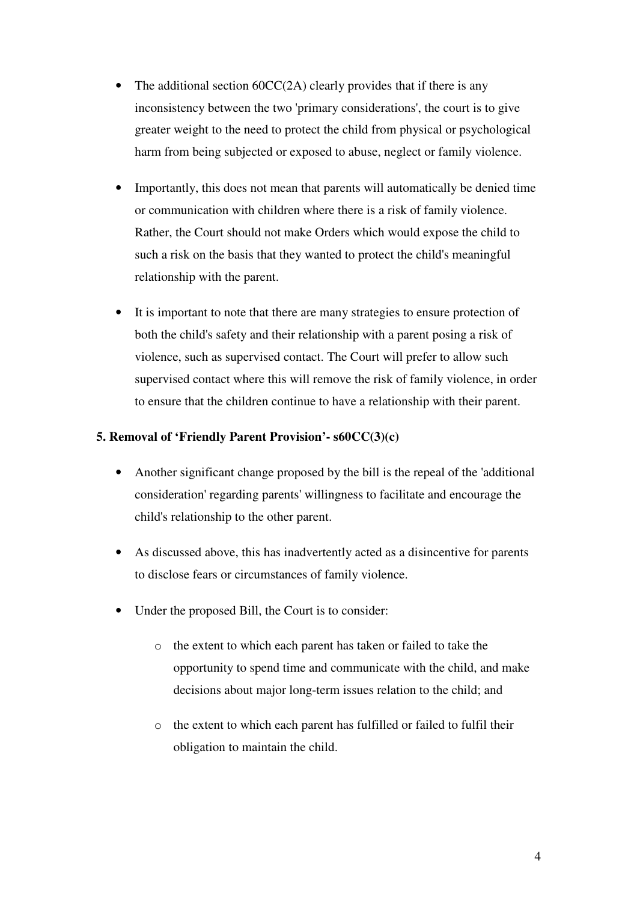- The additional section 60CC(2A) clearly provides that if there is any inconsistency between the two 'primary considerations', the court is to give greater weight to the need to protect the child from physical or psychological harm from being subjected or exposed to abuse, neglect or family violence.

- Importantly, this does not mean that parents will automatically be denied time or communication with children where there is a risk of family violence. Rather, the Court should not make Orders which would expose the child to such a risk on the basis that they wanted to protect the child's meaningful relationship with the parent.

- It is important to note that there are many strategies to ensure protection of both the child's safety and their relationship with a parent posing a risk of violence, such as supervised contact. The Court will prefer to allow such supervised contact where this will remove the risk of family violence, in order to ensure that the children continue to have a relationship with their parent.

**5. Removal of 'Friendly Parent Provision'- s60CC(3)(c)**

- Another significant change proposed by the bill is the repeal of the 'additional consideration' regarding parents' willingness to facilitate and encourage the child's relationship to the other parent.

- As discussed above, this has inadvertently acted as a disincentive for parents to disclose fears or circumstances of family violence.

- Under the proposed Bill, the Court is to consider:

    - the extent to which each parent has taken or failed to take the opportunity to spend time and communicate with the child, and make decisions about major long-term issues relation to the child; and

    - the extent to which each parent has fulfilled or failed to fulfil their obligation to maintain the child.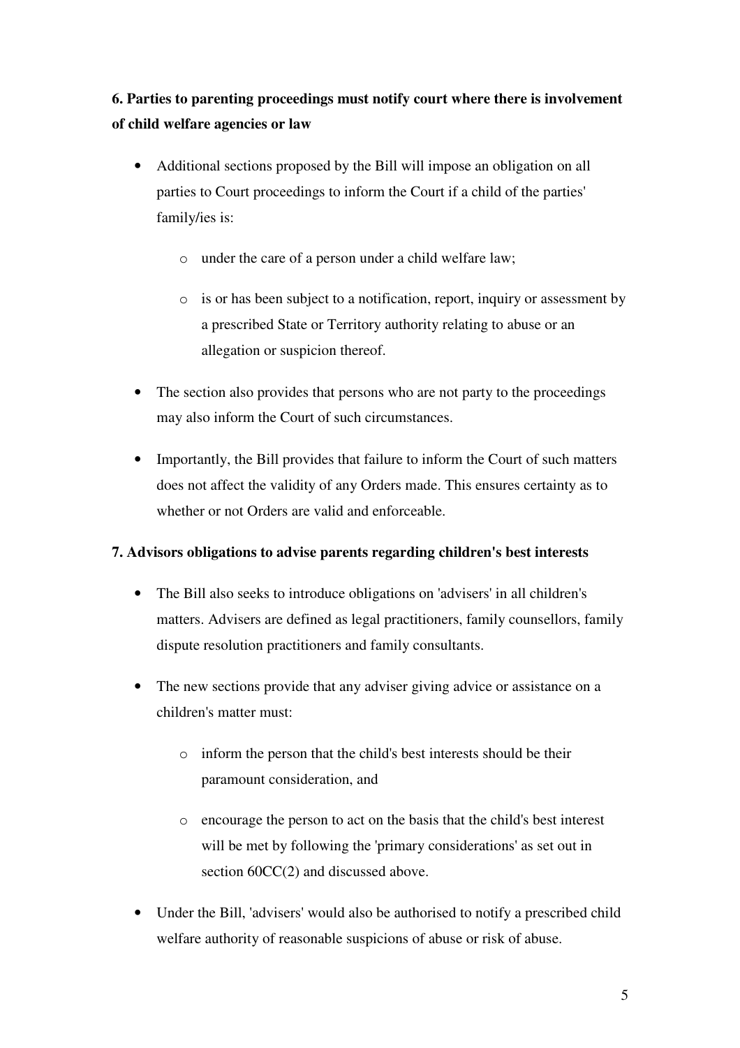**6. Parties to parenting proceedings must notify court where there is involvement of child welfare agencies or law**

- Additional sections proposed by the Bill will impose an obligation on all parties to Court proceedings to inform the Court if a child of the parties' family/ies is:
  - under the care of a person under a child welfare law;
  - is or has been subject to a notification, report, inquiry or assessment by a prescribed State or Territory authority relating to abuse or an allegation or suspicion thereof.
- The section also provides that persons who are not party to the proceedings may also inform the Court of such circumstances.
- Importantly, the Bill provides that failure to inform the Court of such matters does not affect the validity of any Orders made. This ensures certainty as to whether or not Orders are valid and enforceable.

**7. Advisors obligations to advise parents regarding children's best interests**

- The Bill also seeks to introduce obligations on 'advisers' in all children's matters. Advisers are defined as legal practitioners, family counsellors, family dispute resolution practitioners and family consultants.
- The new sections provide that any adviser giving advice or assistance on a children's matter must:
  - inform the person that the child's best interests should be their paramount consideration, and
  - encourage the person to act on the basis that the child's best interest will be met by following the 'primary considerations' as set out in section 60CC(2) and discussed above.
- Under the Bill, 'advisers' would also be authorised to notify a prescribed child welfare authority of reasonable suspicions of abuse or risk of abuse.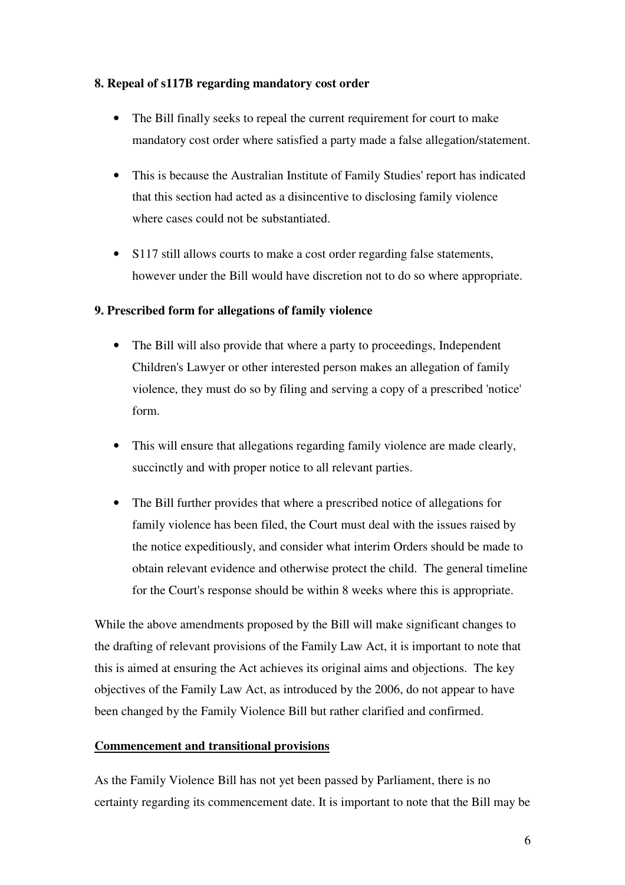**8. Repeal of s117B regarding mandatory cost order**

- The Bill finally seeks to repeal the current requirement for court to make mandatory cost order where satisfied a party made a false allegation/statement.
- This is because the Australian Institute of Family Studies' report has indicated that this section had acted as a disincentive to disclosing family violence where cases could not be substantiated.
- S117 still allows courts to make a cost order regarding false statements, however under the Bill would have discretion not to do so where appropriate.

**9. Prescribed form for allegations of family violence**

- The Bill will also provide that where a party to proceedings, Independent Children's Lawyer or other interested person makes an allegation of family violence, they must do so by filing and serving a copy of a prescribed 'notice' form.
- This will ensure that allegations regarding family violence are made clearly, succinctly and with proper notice to all relevant parties.
- The Bill further provides that where a prescribed notice of allegations for family violence has been filed, the Court must deal with the issues raised by the notice expeditiously, and consider what interim Orders should be made to obtain relevant evidence and otherwise protect the child. The general timeline for the Court's response should be within 8 weeks where this is appropriate.

While the above amendments proposed by the Bill will make significant changes to the drafting of relevant provisions of the Family Law Act, it is important to note that this is aimed at ensuring the Act achieves its original aims and objections. The key objectives of the Family Law Act, as introduced by the 2006, do not appear to have been changed by the Family Violence Bill but rather clarified and confirmed.

<u>**Commencement and transitional provisions**</u>

As the Family Violence Bill has not yet been passed by Parliament, there is no certainty regarding its commencement date. It is important to note that the Bill may be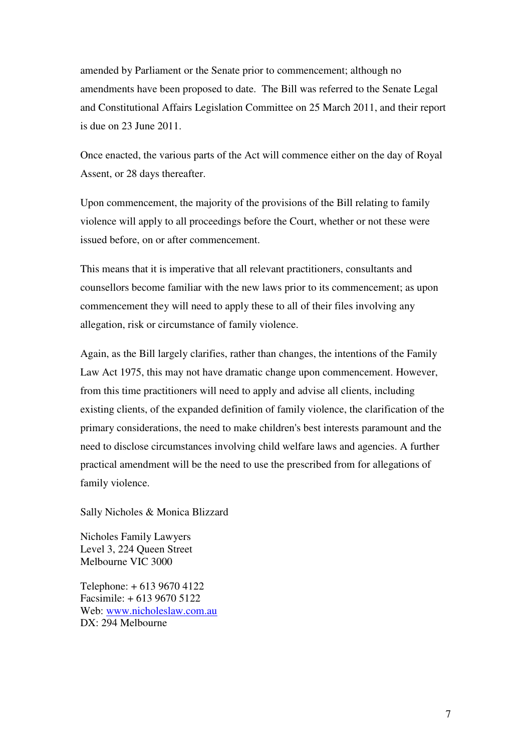amended by Parliament or the Senate prior to commencement; although no amendments have been proposed to date. The Bill was referred to the Senate Legal and Constitutional Affairs Legislation Committee on 25 March 2011, and their report is due on 23 June 2011.

Once enacted, the various parts of the Act will commence either on the day of Royal Assent, or 28 days thereafter.

Upon commencement, the majority of the provisions of the Bill relating to family violence will apply to all proceedings before the Court, whether or not these were issued before, on or after commencement.

This means that it is imperative that all relevant practitioners, consultants and counsellors become familiar with the new laws prior to its commencement; as upon commencement they will need to apply these to all of their files involving any allegation, risk or circumstance of family violence.

Again, as the Bill largely clarifies, rather than changes, the intentions of the Family Law Act 1975, this may not have dramatic change upon commencement. However, from this time practitioners will need to apply and advise all clients, including existing clients, of the expanded definition of family violence, the clarification of the primary considerations, the need to make children's best interests paramount and the need to disclose circumstances involving child welfare laws and agencies. A further practical amendment will be the need to use the prescribed from for allegations of family violence.

Sally Nicholes & Monica Blizzard

Nicholes Family Lawyers
Level 3, 224 Queen Street
Melbourne VIC 3000

Telephone: + 613 9670 4122
Facsimile: + 613 9670 5122
Web: [www.nicholeslaw.com.au](http://www.nicholeslaw.com.au)
DX: 294 Melbourne